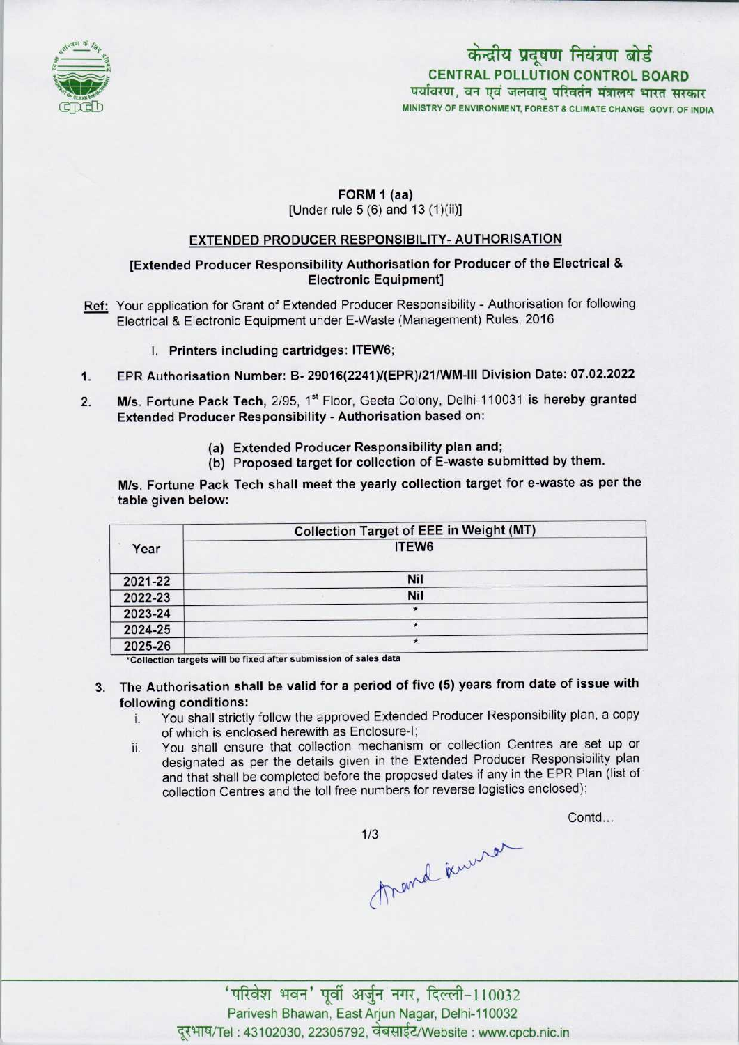केन्द्रीय प्रदूषण नियंत्रण बोर्ड
**CENTRAL POLLUTION CONTROL BOARD**
पर्यावरण, वन एवं जलवायु परिवर्तन मंत्रालय भारत सरकार
MINISTRY OF ENVIRONMENT, FOREST & CLIMATE CHANGE GOVT. OF INDIA

**FORM 1 (aa)**
[Under rule 5 (6) and 13 (1)(ii)]

**EXTENDED PRODUCER RESPONSIBILITY- AUTHORISATION**

**[Extended Producer Responsibility Authorisation for Producer of the Electrical & Electronic Equipment]**

**Ref:** Your application for Grant of Extended Producer Responsibility - Authorisation for following Electrical & Electronic Equipment under E-Waste (Management) Rules, 2016

I. **Printers including cartridges: ITEW6;**

1. EPR Authorisation Number: **B- 29016(2241)/(EPR)/21/WM-III Division Date: 07.02.2022**

2. **M/s. Fortune Pack Tech,** 2/95, 1st Floor, Geeta Colony, Delhi-110031 **is hereby granted Extended Producer Responsibility - Authorisation based on:**

   (a) **Extended Producer Responsibility plan and;**
   (b) **Proposed target for collection of E-waste submitted by them.**

**M/s. Fortune Pack Tech shall meet the yearly collection target for e-waste as per the table given below:**

| Year | Collection Target of EEE in Weight (MT) |
|---|---|
| | ITEW6 |
| 2021-22 | Nil |
| 2022-23 | Nil |
| 2023-24 | * |
| 2024-25 | * |
| 2025-26 | * |

*Collection targets will be fixed after submission of sales data

3. **The Authorisation shall be valid for a period of five (5) years from date of issue with following conditions:**
   i. You shall strictly follow the approved Extended Producer Responsibility plan, a copy of which is enclosed herewith as Enclosure-I;
   ii. You shall ensure that collection mechanism or collection Centres are set up or designated as per the details given in the Extended Producer Responsibility plan and that shall be completed before the proposed dates if any in the EPR Plan (list of collection Centres and the toll free numbers for reverse logistics enclosed);

Contd...

'परिवेश भवन' पूर्वी अर्जुन नगर, दिल्ली-110032
Parivesh Bhawan, East Arjun Nagar, Delhi-110032
दूरभाष/Tel : 43102030, 22305792, वेबसाईट/Website : www.cpcb.nic.in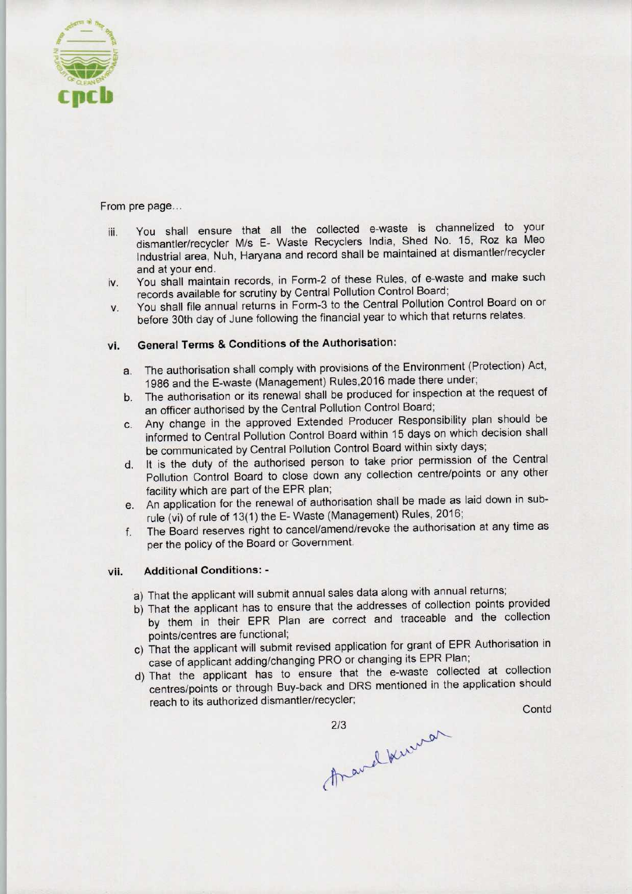From pre page...

iii. You shall ensure that all the collected e-waste is channelized to your dismantler/recycler M/s E- Waste Recyclers India, Shed No. 15, Roz ka Meo Industrial area, Nuh, Haryana and record shall be maintained at dismantler/recycler and at your end.

iv. You shall maintain records, in Form-2 of these Rules, of e-waste and make such records available for scrutiny by Central Pollution Control Board;

v. You shall file annual returns in Form-3 to the Central Pollution Control Board on or before 30th day of June following the financial year to which that returns relates.

### vi. General Terms & Conditions of the Authorisation:

a. The authorisation shall comply with provisions of the Environment (Protection) Act, 1986 and the E-waste (Management) Rules,2016 made there under;

b. The authorisation or its renewal shall be produced for inspection at the request of an officer authorised by the Central Pollution Control Board;

c. Any change in the approved Extended Producer Responsibility plan should be informed to Central Pollution Control Board within 15 days on which decision shall be communicated by Central Pollution Control Board within sixty days;

d. It is the duty of the authorised person to take prior permission of the Central Pollution Control Board to close down any collection centre/points or any other facility which are part of the EPR plan;

e. An application for the renewal of authorisation shall be made as laid down in sub-rule (vi) of rule of 13(1) the E- Waste (Management) Rules, 2016;

f. The Board reserves right to cancel/amend/revoke the authorisation at any time as per the policy of the Board or Government.

### vii. Additional Conditions: -

a) That the applicant will submit annual sales data along with annual returns;

b) That the applicant has to ensure that the addresses of collection points provided by them in their EPR Plan are correct and traceable and the collection points/centres are functional;

c) That the applicant will submit revised application for grant of EPR Authorisation in case of applicant adding/changing PRO or changing its EPR Plan;

d) That the applicant has to ensure that the e-waste collected at collection centres/points or through Buy-back and DRS mentioned in the application should reach to its authorized dismantler/recycler;

Contd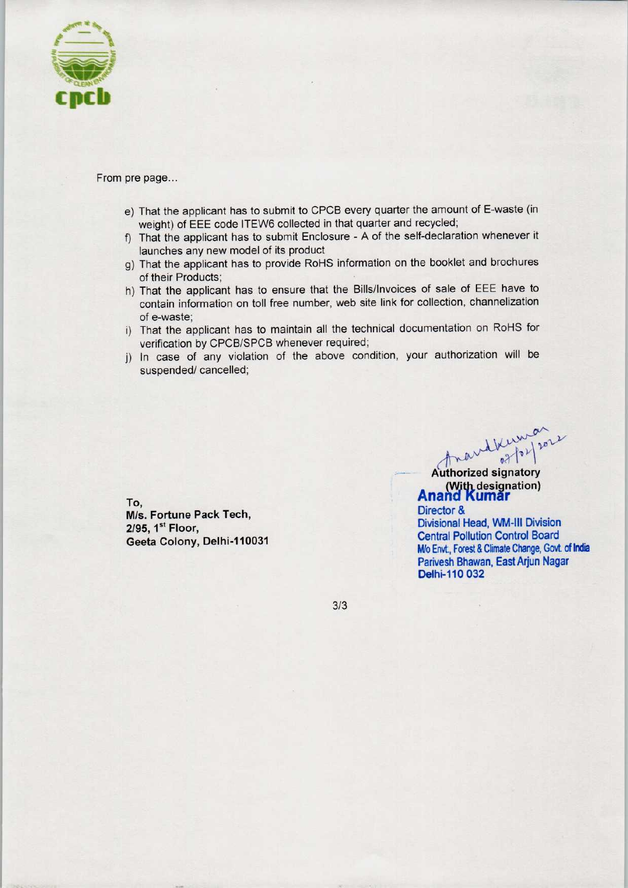From pre page...

e) That the applicant has to submit to CPCB every quarter the amount of E-waste (in weight) of EEE code ITEW6 collected in that quarter and recycled;

f) That the applicant has to submit Enclosure - A of the self-declaration whenever it launches any new model of its product

g) That the applicant has to provide RoHS information on the booklet and brochures of their Products;

h) That the applicant has to ensure that the Bills/Invoices of sale of EEE have to contain information on toll free number, web site link for collection, channelization of e-waste;

i) That the applicant has to maintain all the technical documentation on RoHS for verification by CPCB/SPCB whenever required;

j) In case of any violation of the above condition, your authorization will be suspended/ cancelled;

Anand Kumar
07/02/2022

Authorized signatory
(With designation)

**Anand Kumar**
Director &
Divisional Head, WM-III Division
Central Pollution Control Board
M/o Envt., Forest & Climate Change, Govt. of India
Parivesh Bhawan, East Arjun Nagar
Delhi-110 032

To,
**M/s. Fortune Pack Tech,**
**2/95, 1st Floor,**
**Geeta Colony, Delhi-110031**